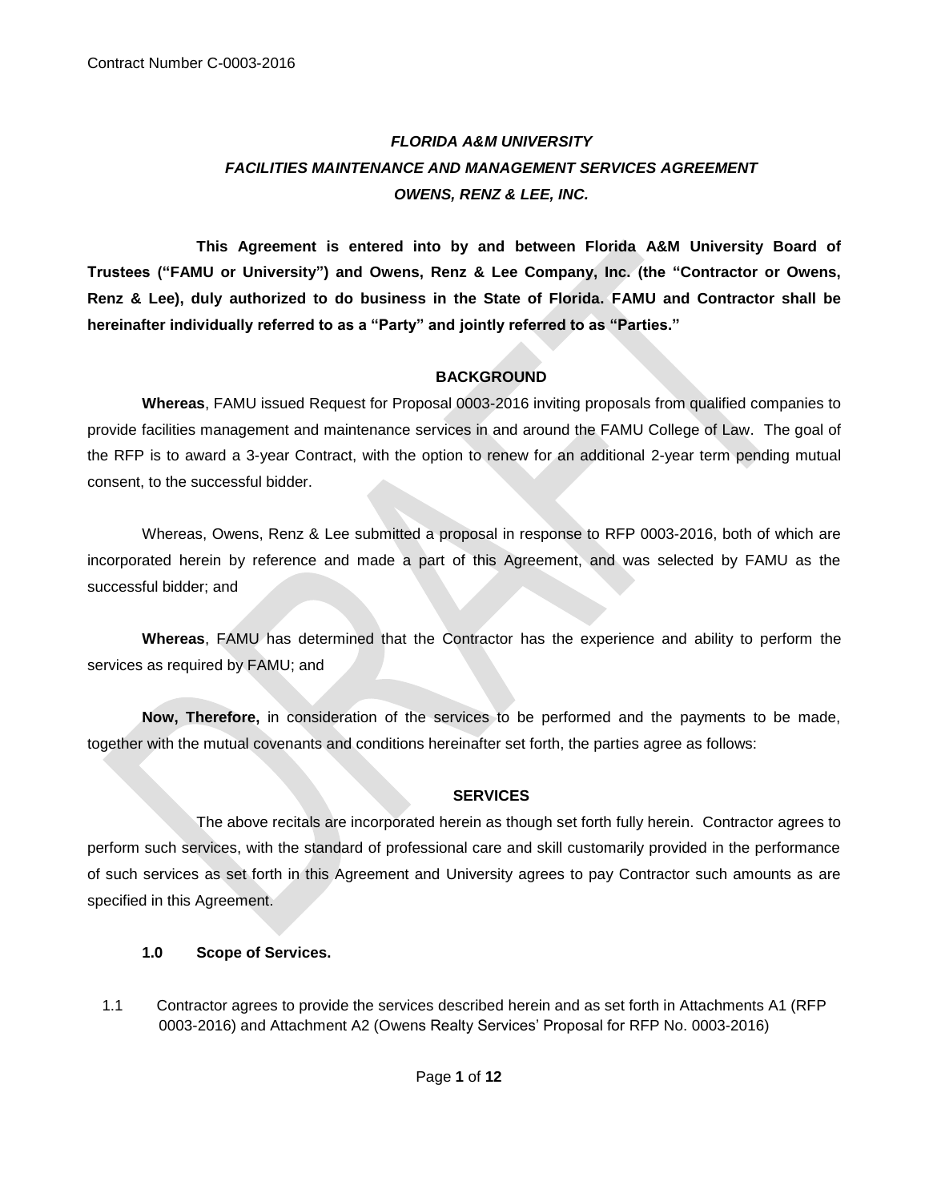Contract Number C-0003-2016

# *FLORIDA A&M UNIVERSITY*
## *FACILITIES MAINTENANCE AND MANAGEMENT SERVICES AGREEMENT*
## *OWENS, RENZ & LEE, INC.*

**This Agreement is entered into by and between Florida A&M University Board of Trustees ("FAMU or University") and Owens, Renz & Lee Company, Inc. (the "Contractor or Owens, Renz & Lee), duly authorized to do business in the State of Florida. FAMU and Contractor shall be hereinafter individually referred to as a "Party" and jointly referred to as "Parties."**

### BACKGROUND

**Whereas**, FAMU issued Request for Proposal 0003-2016 inviting proposals from qualified companies to provide facilities management and maintenance services in and around the FAMU College of Law. The goal of the RFP is to award a 3-year Contract, with the option to renew for an additional 2-year term pending mutual consent, to the successful bidder.

Whereas, Owens, Renz & Lee submitted a proposal in response to RFP 0003-2016, both of which are incorporated herein by reference and made a part of this Agreement, and was selected by FAMU as the successful bidder; and

**Whereas**, FAMU has determined that the Contractor has the experience and ability to perform the services as required by FAMU; and

**Now, Therefore,** in consideration of the services to be performed and the payments to be made, together with the mutual covenants and conditions hereinafter set forth, the parties agree as follows:

### SERVICES

The above recitals are incorporated herein as though set forth fully herein. Contractor agrees to perform such services, with the standard of professional care and skill customarily provided in the performance of such services as set forth in this Agreement and University agrees to pay Contractor such amounts as are specified in this Agreement.

**1.0 Scope of Services.**

1.1 Contractor agrees to provide the services described herein and as set forth in Attachments A1 (RFP 0003-2016) and Attachment A2 (Owens Realty Services' Proposal for RFP No. 0003-2016)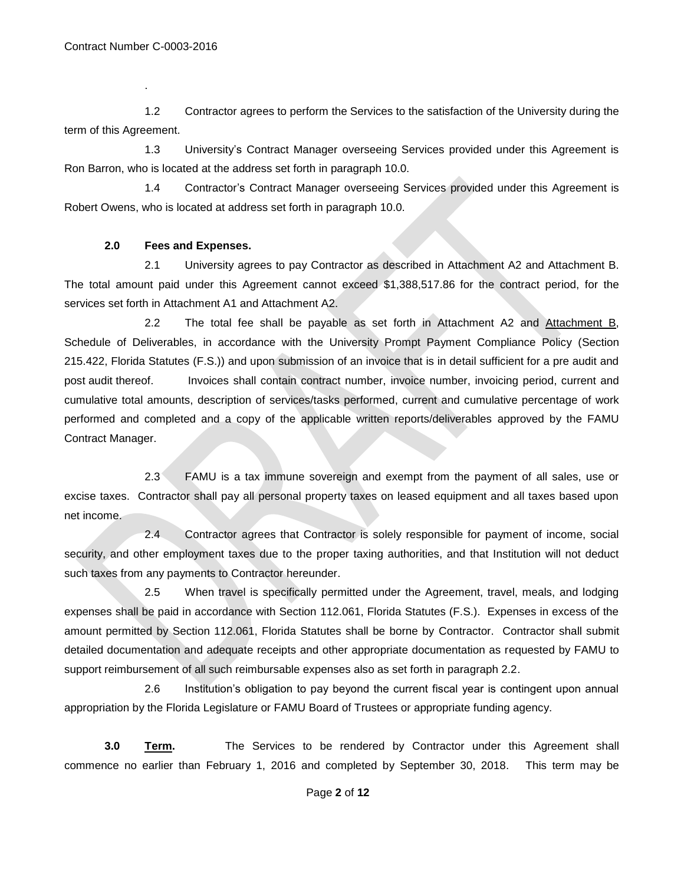.

1.2 Contractor agrees to perform the Services to the satisfaction of the University during the term of this Agreement.

1.3 University's Contract Manager overseeing Services provided under this Agreement is Ron Barron, who is located at the address set forth in paragraph 10.0.

1.4 Contractor's Contract Manager overseeing Services provided under this Agreement is Robert Owens, who is located at address set forth in paragraph 10.0.

**2.0 Fees and Expenses.**

2.1 University agrees to pay Contractor as described in Attachment A2 and Attachment B. The total amount paid under this Agreement cannot exceed $1,388,517.86 for the contract period, for the services set forth in Attachment A1 and Attachment A2.

2.2 The total fee shall be payable as set forth in Attachment A2 and Attachment B, Schedule of Deliverables, in accordance with the University Prompt Payment Compliance Policy (Section 215.422, Florida Statutes (F.S.)) and upon submission of an invoice that is in detail sufficient for a pre audit and post audit thereof. Invoices shall contain contract number, invoice number, invoicing period, current and cumulative total amounts, description of services/tasks performed, current and cumulative percentage of work performed and completed and a copy of the applicable written reports/deliverables approved by the FAMU Contract Manager.

2.3 FAMU is a tax immune sovereign and exempt from the payment of all sales, use or excise taxes. Contractor shall pay all personal property taxes on leased equipment and all taxes based upon net income.

2.4 Contractor agrees that Contractor is solely responsible for payment of income, social security, and other employment taxes due to the proper taxing authorities, and that Institution will not deduct such taxes from any payments to Contractor hereunder.

2.5 When travel is specifically permitted under the Agreement, travel, meals, and lodging expenses shall be paid in accordance with Section 112.061, Florida Statutes (F.S.). Expenses in excess of the amount permitted by Section 112.061, Florida Statutes shall be borne by Contractor. Contractor shall submit detailed documentation and adequate receipts and other appropriate documentation as requested by FAMU to support reimbursement of all such reimbursable expenses also as set forth in paragraph 2.2.

2.6 Institution's obligation to pay beyond the current fiscal year is contingent upon annual appropriation by the Florida Legislature or FAMU Board of Trustees or appropriate funding agency.

**3.0 Term.** The Services to be rendered by Contractor under this Agreement shall commence no earlier than February 1, 2016 and completed by September 30, 2018. This term may be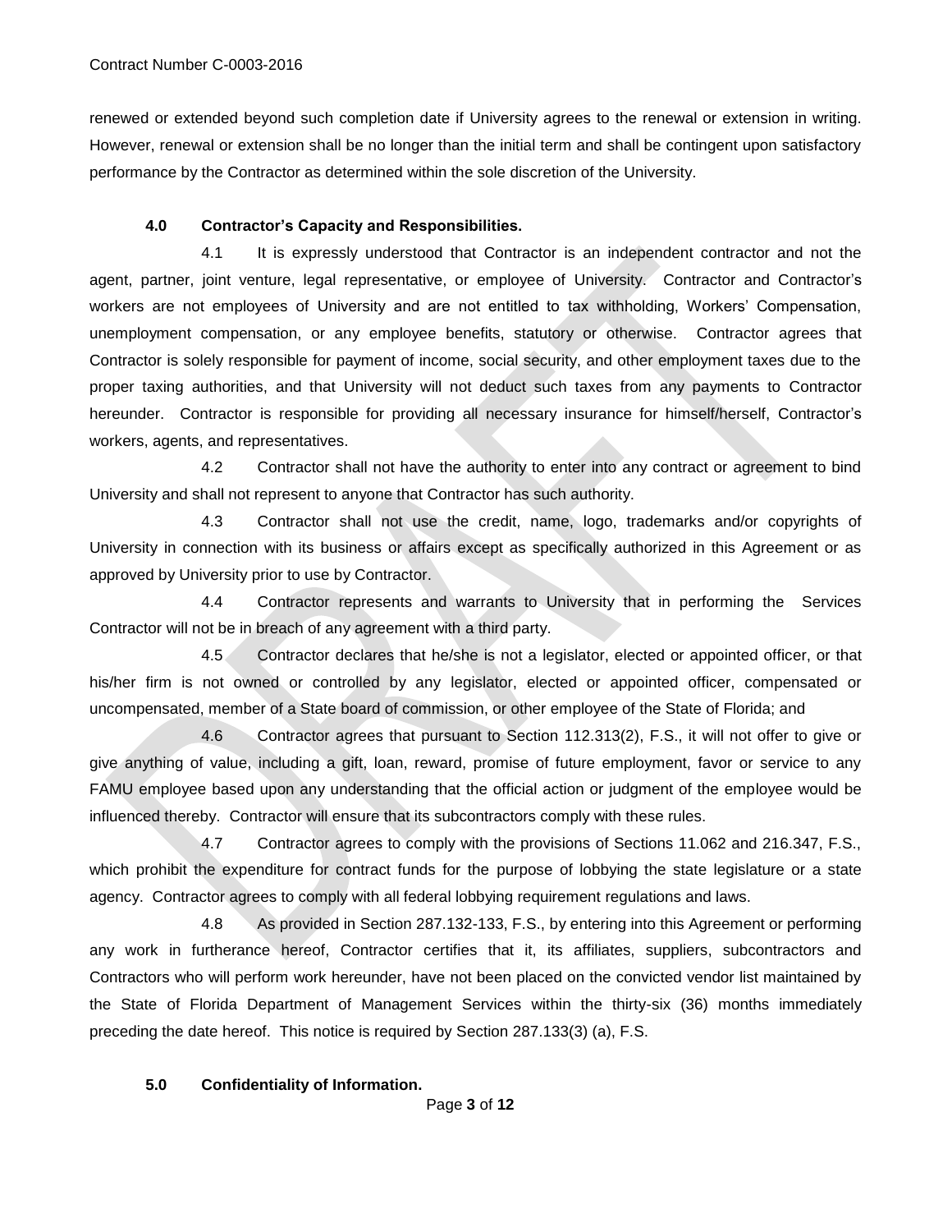renewed or extended beyond such completion date if University agrees to the renewal or extension in writing. However, renewal or extension shall be no longer than the initial term and shall be contingent upon satisfactory performance by the Contractor as determined within the sole discretion of the University.

**4.0 Contractor's Capacity and Responsibilities.**

4.1 It is expressly understood that Contractor is an independent contractor and not the agent, partner, joint venture, legal representative, or employee of University. Contractor and Contractor's workers are not employees of University and are not entitled to tax withholding, Workers' Compensation, unemployment compensation, or any employee benefits, statutory or otherwise. Contractor agrees that Contractor is solely responsible for payment of income, social security, and other employment taxes due to the proper taxing authorities, and that University will not deduct such taxes from any payments to Contractor hereunder. Contractor is responsible for providing all necessary insurance for himself/herself, Contractor's workers, agents, and representatives.

4.2 Contractor shall not have the authority to enter into any contract or agreement to bind University and shall not represent to anyone that Contractor has such authority.

4.3 Contractor shall not use the credit, name, logo, trademarks and/or copyrights of University in connection with its business or affairs except as specifically authorized in this Agreement or as approved by University prior to use by Contractor.

4.4 Contractor represents and warrants to University that in performing the Services Contractor will not be in breach of any agreement with a third party.

4.5 Contractor declares that he/she is not a legislator, elected or appointed officer, or that his/her firm is not owned or controlled by any legislator, elected or appointed officer, compensated or uncompensated, member of a State board of commission, or other employee of the State of Florida; and

4.6 Contractor agrees that pursuant to Section 112.313(2), F.S., it will not offer to give or give anything of value, including a gift, loan, reward, promise of future employment, favor or service to any FAMU employee based upon any understanding that the official action or judgment of the employee would be influenced thereby. Contractor will ensure that its subcontractors comply with these rules.

4.7 Contractor agrees to comply with the provisions of Sections 11.062 and 216.347, F.S., which prohibit the expenditure for contract funds for the purpose of lobbying the state legislature or a state agency. Contractor agrees to comply with all federal lobbying requirement regulations and laws.

4.8 As provided in Section 287.132-133, F.S., by entering into this Agreement or performing any work in furtherance hereof, Contractor certifies that it, its affiliates, suppliers, subcontractors and Contractors who will perform work hereunder, have not been placed on the convicted vendor list maintained by the State of Florida Department of Management Services within the thirty-six (36) months immediately preceding the date hereof. This notice is required by Section 287.133(3) (a), F.S.

**5.0 Confidentiality of Information.**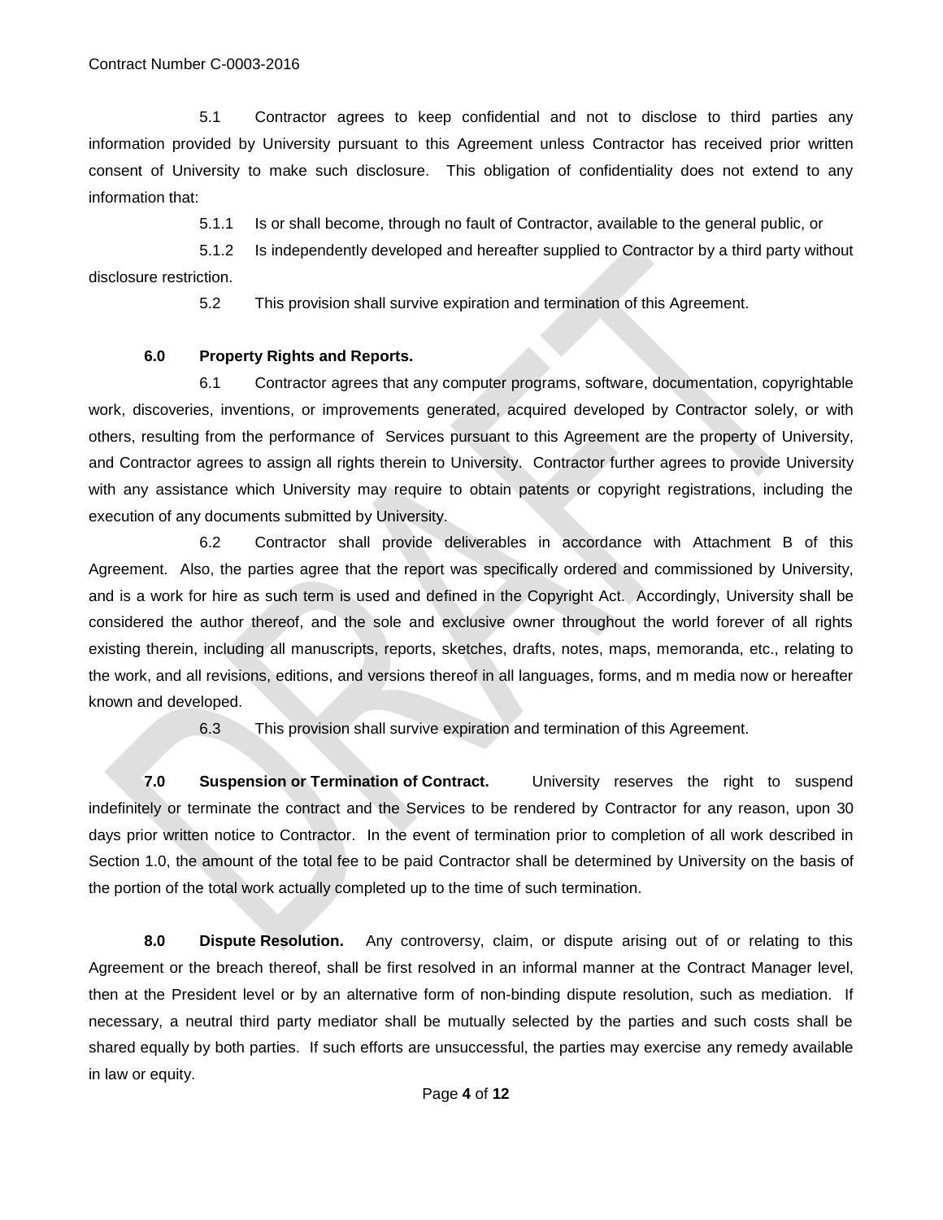5.1 Contractor agrees to keep confidential and not to disclose to third parties any information provided by University pursuant to this Agreement unless Contractor has received prior written consent of University to make such disclosure. This obligation of confidentiality does not extend to any information that:

5.1.1 Is or shall become, through no fault of Contractor, available to the general public, or

5.1.2 Is independently developed and hereafter supplied to Contractor by a third party without disclosure restriction.

5.2 This provision shall survive expiration and termination of this Agreement.

**6.0 Property Rights and Reports.**

6.1 Contractor agrees that any computer programs, software, documentation, copyrightable work, discoveries, inventions, or improvements generated, acquired developed by Contractor solely, or with others, resulting from the performance of Services pursuant to this Agreement are the property of University, and Contractor agrees to assign all rights therein to University. Contractor further agrees to provide University with any assistance which University may require to obtain patents or copyright registrations, including the execution of any documents submitted by University.

6.2 Contractor shall provide deliverables in accordance with Attachment B of this Agreement. Also, the parties agree that the report was specifically ordered and commissioned by University, and is a work for hire as such term is used and defined in the Copyright Act. Accordingly, University shall be considered the author thereof, and the sole and exclusive owner throughout the world forever of all rights existing therein, including all manuscripts, reports, sketches, drafts, notes, maps, memoranda, etc., relating to the work, and all revisions, editions, and versions thereof in all languages, forms, and m media now or hereafter known and developed.

6.3 This provision shall survive expiration and termination of this Agreement.

**7.0 Suspension or Termination of Contract.** University reserves the right to suspend indefinitely or terminate the contract and the Services to be rendered by Contractor for any reason, upon 30 days prior written notice to Contractor. In the event of termination prior to completion of all work described in Section 1.0, the amount of the total fee to be paid Contractor shall be determined by University on the basis of the portion of the total work actually completed up to the time of such termination.

**8.0 Dispute Resolution.** Any controversy, claim, or dispute arising out of or relating to this Agreement or the breach thereof, shall be first resolved in an informal manner at the Contract Manager level, then at the President level or by an alternative form of non-binding dispute resolution, such as mediation. If necessary, a neutral third party mediator shall be mutually selected by the parties and such costs shall be shared equally by both parties. If such efforts are unsuccessful, the parties may exercise any remedy available in law or equity.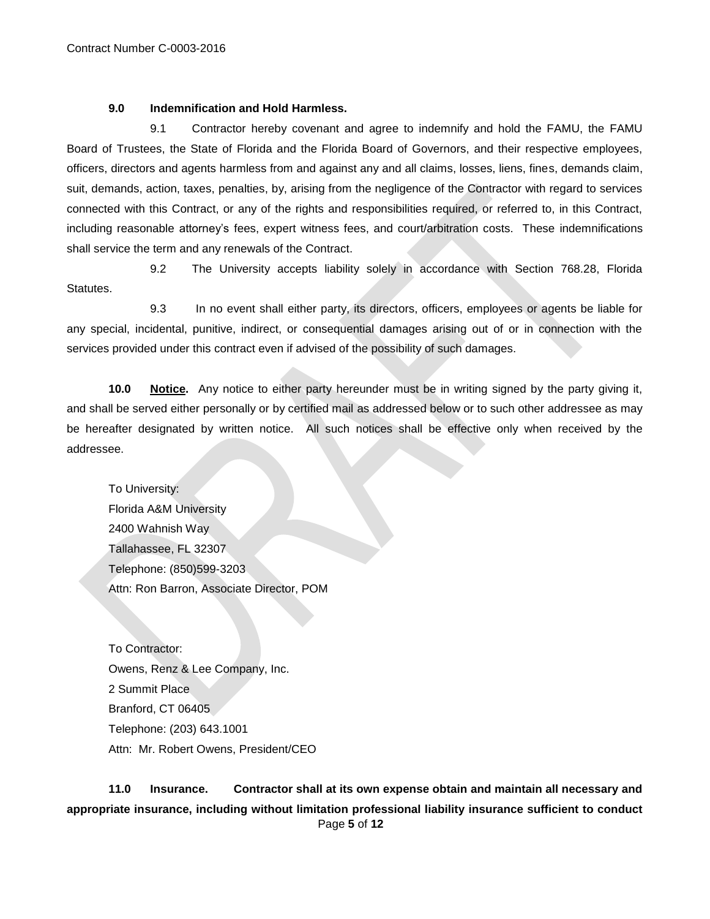**9.0 Indemnification and Hold Harmless.**

9.1 Contractor hereby covenant and agree to indemnify and hold the FAMU, the FAMU Board of Trustees, the State of Florida and the Florida Board of Governors, and their respective employees, officers, directors and agents harmless from and against any and all claims, losses, liens, fines, demands claim, suit, demands, action, taxes, penalties, by, arising from the negligence of the Contractor with regard to services connected with this Contract, or any of the rights and responsibilities required, or referred to, in this Contract, including reasonable attorney's fees, expert witness fees, and court/arbitration costs. These indemnifications shall service the term and any renewals of the Contract.

9.2 The University accepts liability solely in accordance with Section 768.28, Florida Statutes.

9.3 In no event shall either party, its directors, officers, employees or agents be liable for any special, incidental, punitive, indirect, or consequential damages arising out of or in connection with the services provided under this contract even if advised of the possibility of such damages.

**10.0 <u>Notice</u>.** Any notice to either party hereunder must be in writing signed by the party giving it, and shall be served either personally or by certified mail as addressed below or to such other addressee as may be hereafter designated by written notice. All such notices shall be effective only when received by the addressee.

To University:
Florida A&M University
2400 Wahnish Way
Tallahassee, FL 32307
Telephone: (850)599-3203
Attn: Ron Barron, Associate Director, POM

To Contractor:
Owens, Renz & Lee Company, Inc.
2 Summit Place
Branford, CT 06405
Telephone: (203) 643.1001
Attn: Mr. Robert Owens, President/CEO

**11.0 Insurance. Contractor shall at its own expense obtain and maintain all necessary and appropriate insurance, including without limitation professional liability insurance sufficient to conduct**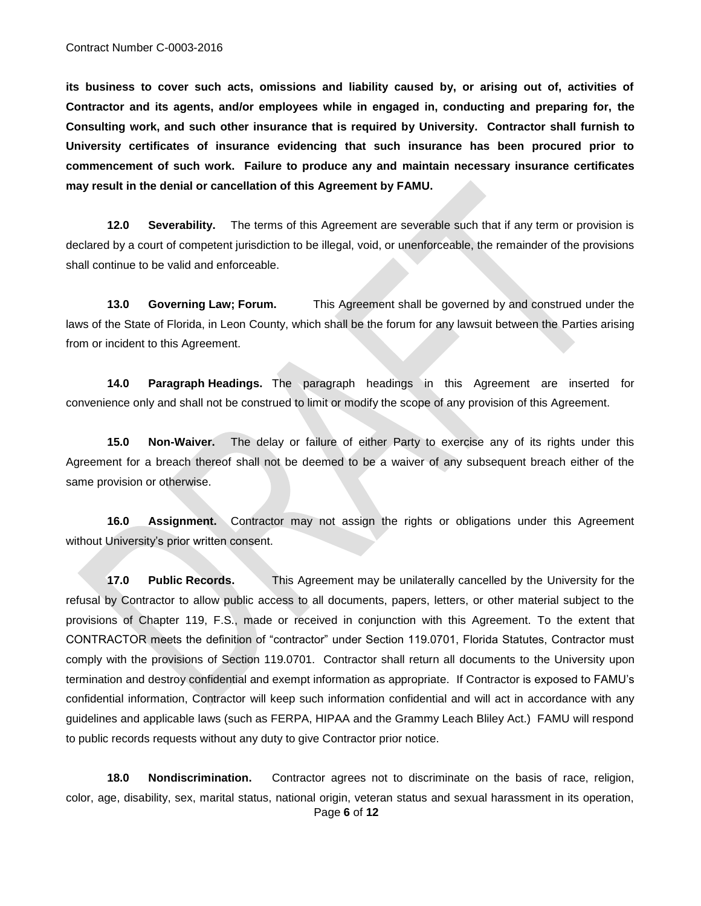**its business to cover such acts, omissions and liability caused by, or arising out of, activities of Contractor and its agents, and/or employees while in engaged in, conducting and preparing for, the Consulting work, and such other insurance that is required by University. Contractor shall furnish to University certificates of insurance evidencing that such insurance has been procured prior to commencement of such work. Failure to produce any and maintain necessary insurance certificates may result in the denial or cancellation of this Agreement by FAMU.**

**12.0 Severability.** The terms of this Agreement are severable such that if any term or provision is declared by a court of competent jurisdiction to be illegal, void, or unenforceable, the remainder of the provisions shall continue to be valid and enforceable.

**13.0 Governing Law; Forum.** This Agreement shall be governed by and construed under the laws of the State of Florida, in Leon County, which shall be the forum for any lawsuit between the Parties arising from or incident to this Agreement.

**14.0 Paragraph Headings.** The paragraph headings in this Agreement are inserted for convenience only and shall not be construed to limit or modify the scope of any provision of this Agreement.

**15.0 Non-Waiver.** The delay or failure of either Party to exercise any of its rights under this Agreement for a breach thereof shall not be deemed to be a waiver of any subsequent breach either of the same provision or otherwise.

**16.0 Assignment.** Contractor may not assign the rights or obligations under this Agreement without University's prior written consent.

**17.0 Public Records.** This Agreement may be unilaterally cancelled by the University for the refusal by Contractor to allow public access to all documents, papers, letters, or other material subject to the provisions of Chapter 119, F.S., made or received in conjunction with this Agreement. To the extent that CONTRACTOR meets the definition of "contractor" under Section 119.0701, Florida Statutes, Contractor must comply with the provisions of Section 119.0701. Contractor shall return all documents to the University upon termination and destroy confidential and exempt information as appropriate. If Contractor is exposed to FAMU's confidential information, Contractor will keep such information confidential and will act in accordance with any guidelines and applicable laws (such as FERPA, HIPAA and the Grammy Leach Bliley Act.) FAMU will respond to public records requests without any duty to give Contractor prior notice.

**18.0 Nondiscrimination.** Contractor agrees not to discriminate on the basis of race, religion, color, age, disability, sex, marital status, national origin, veteran status and sexual harassment in its operation,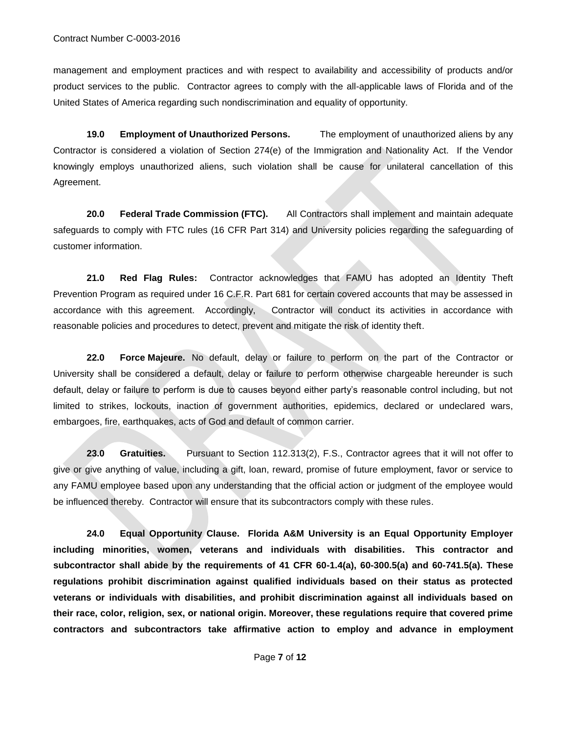management and employment practices and with respect to availability and accessibility of products and/or product services to the public. Contractor agrees to comply with the all-applicable laws of Florida and of the United States of America regarding such nondiscrimination and equality of opportunity.

**19.0 Employment of Unauthorized Persons.** The employment of unauthorized aliens by any Contractor is considered a violation of Section 274(e) of the Immigration and Nationality Act. If the Vendor knowingly employs unauthorized aliens, such violation shall be cause for unilateral cancellation of this Agreement.

**20.0 Federal Trade Commission (FTC).** All Contractors shall implement and maintain adequate safeguards to comply with FTC rules (16 CFR Part 314) and University policies regarding the safeguarding of customer information.

**21.0 Red Flag Rules:** Contractor acknowledges that FAMU has adopted an Identity Theft Prevention Program as required under 16 C.F.R. Part 681 for certain covered accounts that may be assessed in accordance with this agreement. Accordingly, Contractor will conduct its activities in accordance with reasonable policies and procedures to detect, prevent and mitigate the risk of identity theft.

**22.0 Force Majeure.** No default, delay or failure to perform on the part of the Contractor or University shall be considered a default, delay or failure to perform otherwise chargeable hereunder is such default, delay or failure to perform is due to causes beyond either party's reasonable control including, but not limited to strikes, lockouts, inaction of government authorities, epidemics, declared or undeclared wars, embargoes, fire, earthquakes, acts of God and default of common carrier.

**23.0 Gratuities.** Pursuant to Section 112.313(2), F.S., Contractor agrees that it will not offer to give or give anything of value, including a gift, loan, reward, promise of future employment, favor or service to any FAMU employee based upon any understanding that the official action or judgment of the employee would be influenced thereby. Contractor will ensure that its subcontractors comply with these rules.

**24.0 Equal Opportunity Clause. Florida A&M University is an Equal Opportunity Employer including minorities, women, veterans and individuals with disabilities. This contractor and subcontractor shall abide by the requirements of 41 CFR 60-1.4(a), 60-300.5(a) and 60-741.5(a). These regulations prohibit discrimination against qualified individuals based on their status as protected veterans or individuals with disabilities, and prohibit discrimination against all individuals based on their race, color, religion, sex, or national origin. Moreover, these regulations require that covered prime contractors and subcontractors take affirmative action to employ and advance in employment**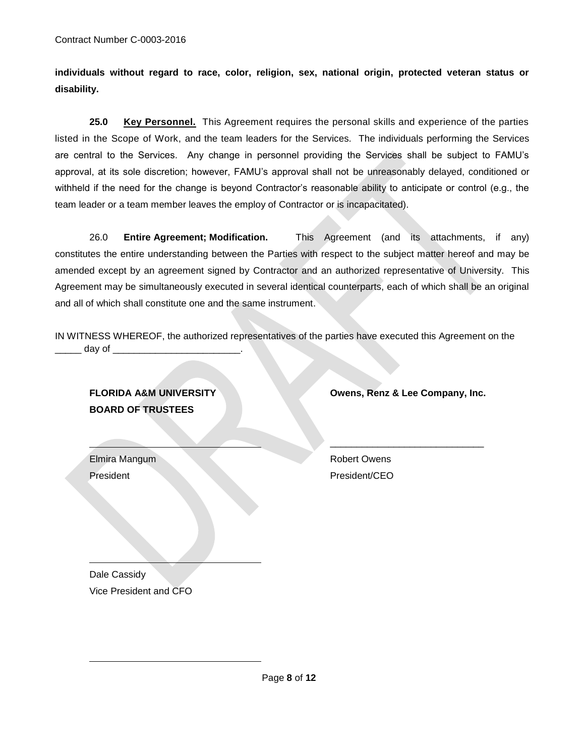**individuals without regard to race, color, religion, sex, national origin, protected veteran status or disability.**

**25.0 Key Personnel.** This Agreement requires the personal skills and experience of the parties listed in the Scope of Work, and the team leaders for the Services. The individuals performing the Services are central to the Services. Any change in personnel providing the Services shall be subject to FAMU's approval, at its sole discretion; however, FAMU's approval shall not be unreasonably delayed, conditioned or withheld if the need for the change is beyond Contractor's reasonable ability to anticipate or control (e.g., the team leader or a team member leaves the employ of Contractor or is incapacitated).

26.0 **Entire Agreement; Modification.** This Agreement (and its attachments, if any) constitutes the entire understanding between the Parties with respect to the subject matter hereof and may be amended except by an agreement signed by Contractor and an authorized representative of University. This Agreement may be simultaneously executed in several identical counterparts, each of which shall be an original and all of which shall constitute one and the same instrument.

IN WITNESS WHEREOF, the authorized representatives of the parties have executed this Agreement on the _____ day of ________________________.

**FLORIDA A&M UNIVERSITY BOARD OF TRUSTEES**

_________________________________

Elmira Mangum
President

_________________________________

Dale Cassidy
Vice President and CFO

_________________________________

**Owens, Renz & Lee Company, Inc.**

_____________________________

Robert Owens
President/CEO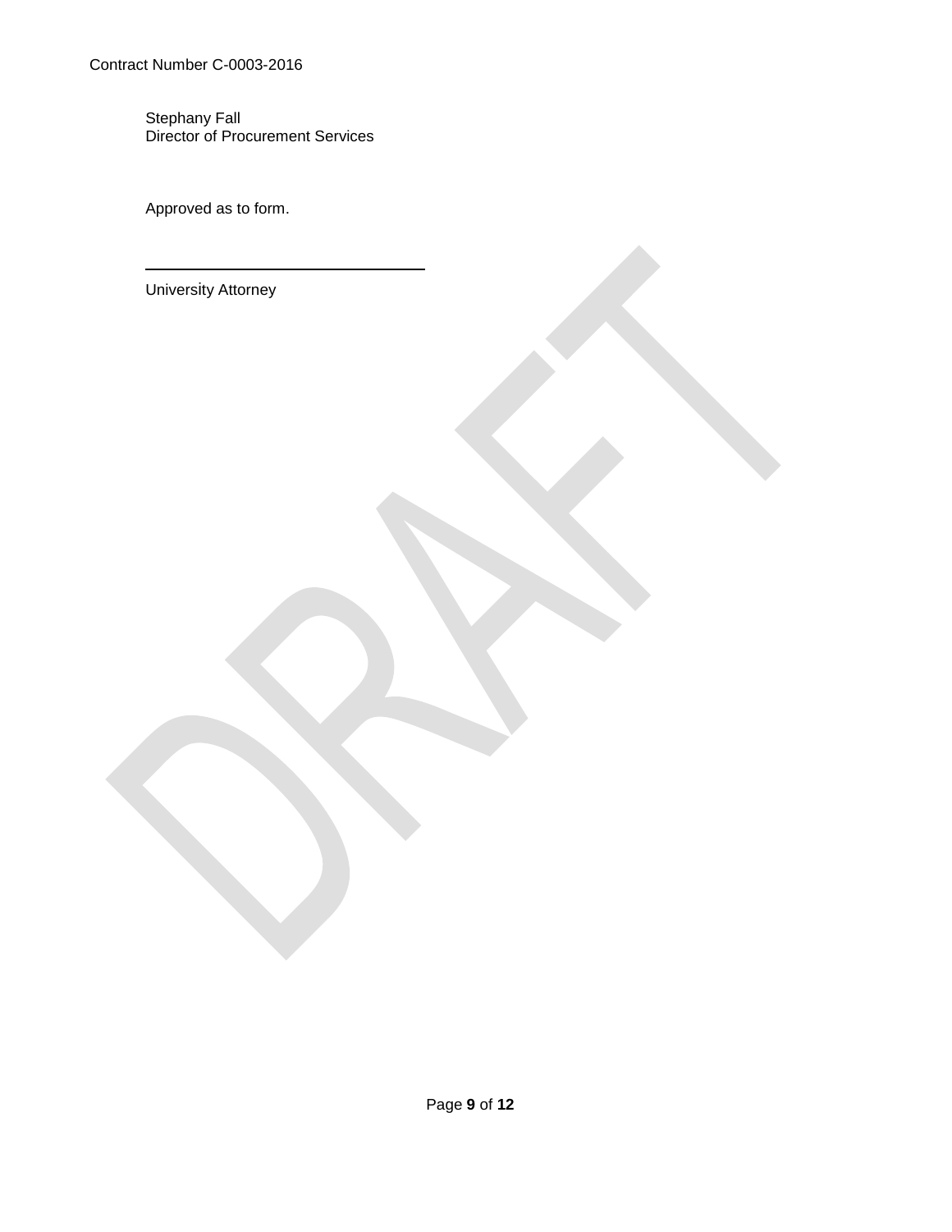Stephany Fall
Director of Procurement Services

Approved as to form.

\_\_\_\_\_\_\_\_\_\_\_\_\_\_\_\_\_\_\_\_\_\_\_\_\_\_\_\_\_\_\_\_

University Attorney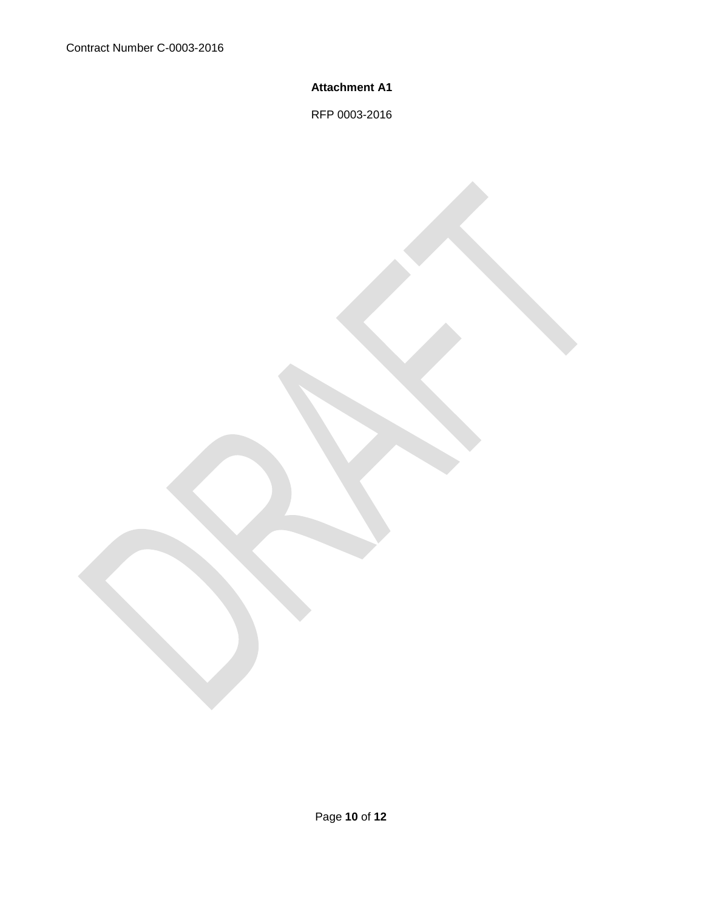**Attachment A1**

RFP 0003-2016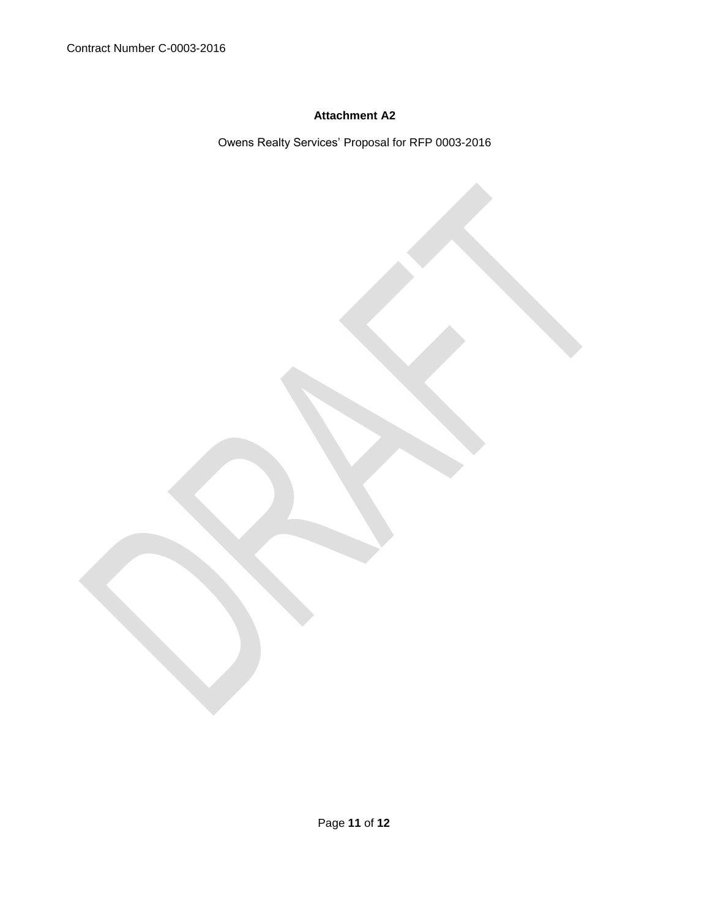**Attachment A2**

Owens Realty Services' Proposal for RFP 0003-2016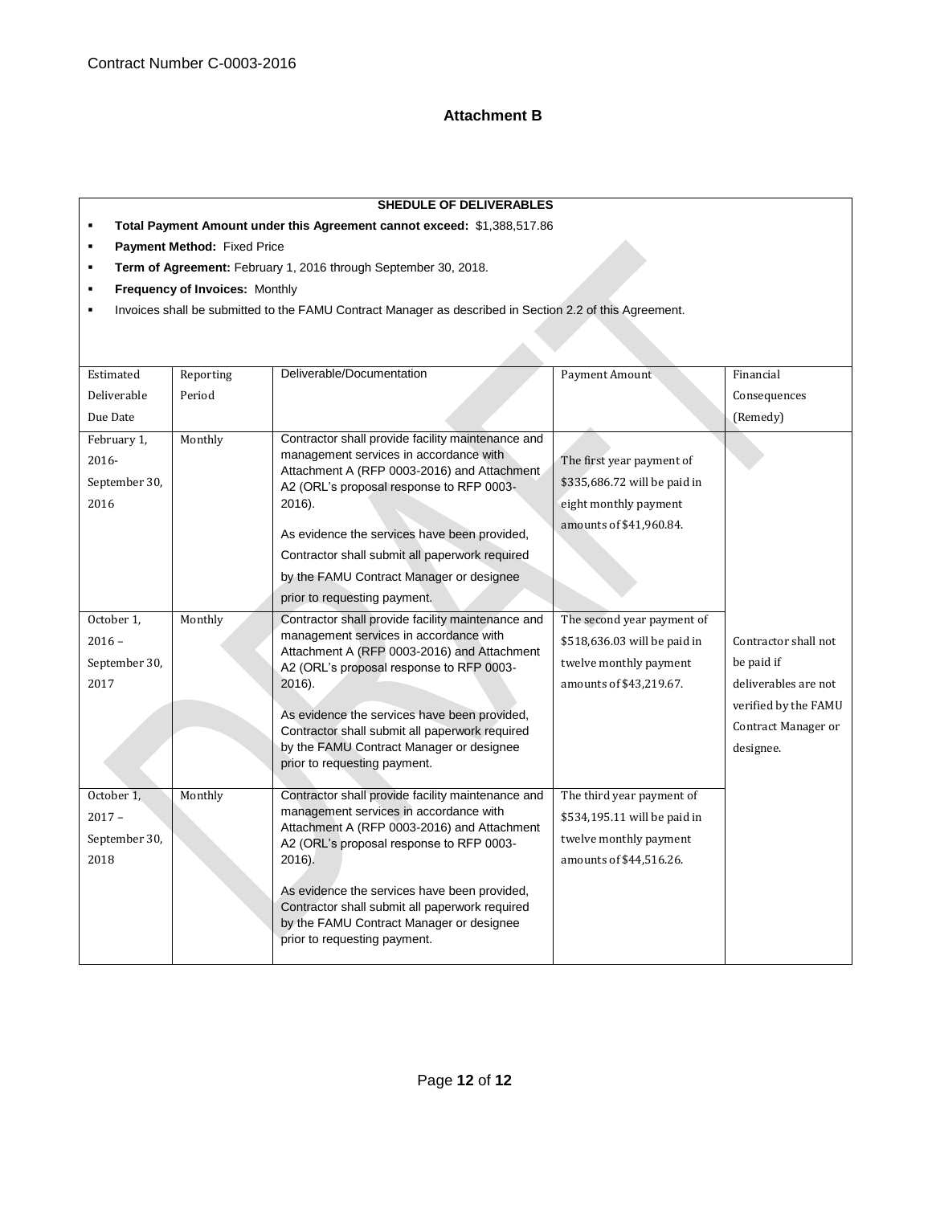Contract Number C-0003-2016

## Attachment B

**SHEDULE OF DELIVERABLES**

- **Total Payment Amount under this Agreement cannot exceed:** $1,388,517.86
- **Payment Method:** Fixed Price
- **Term of Agreement:** February 1, 2016 through September 30, 2018.
- **Frequency of Invoices:** Monthly
- Invoices shall be submitted to the FAMU Contract Manager as described in Section 2.2 of this Agreement.

| Estimated Deliverable Due Date | Reporting Period | Deliverable/Documentation | Payment Amount | Financial Consequences (Remedy) |
|---|---|---|---|---|
| February 1, 2016- September 30, 2016 | Monthly | Contractor shall provide facility maintenance and management services in accordance with Attachment A (RFP 0003-2016) and Attachment A2 (ORL's proposal response to RFP 0003-2016).<br><br>As evidence the services have been provided, Contractor shall submit all paperwork required by the FAMU Contract Manager or designee prior to requesting payment. | The first year payment of $335,686.72 will be paid in eight monthly payment amounts of $41,960.84. | Contractor shall not be paid if deliverables are not verified by the FAMU Contract Manager or designee. |
| October 1, 2016 – September 30, 2017 | Monthly | Contractor shall provide facility maintenance and management services in accordance with Attachment A (RFP 0003-2016) and Attachment A2 (ORL's proposal response to RFP 0003-2016).<br><br>As evidence the services have been provided, Contractor shall submit all paperwork required by the FAMU Contract Manager or designee prior to requesting payment. | The second year payment of $518,636.03 will be paid in twelve monthly payment amounts of $43,219.67. | |
| October 1, 2017 – September 30, 2018 | Monthly | Contractor shall provide facility maintenance and management services in accordance with Attachment A (RFP 0003-2016) and Attachment A2 (ORL's proposal response to RFP 0003-2016).<br><br>As evidence the services have been provided, Contractor shall submit all paperwork required by the FAMU Contract Manager or designee prior to requesting payment. | The third year payment of $534,195.11 will be paid in twelve monthly payment amounts of $44,516.26. | |